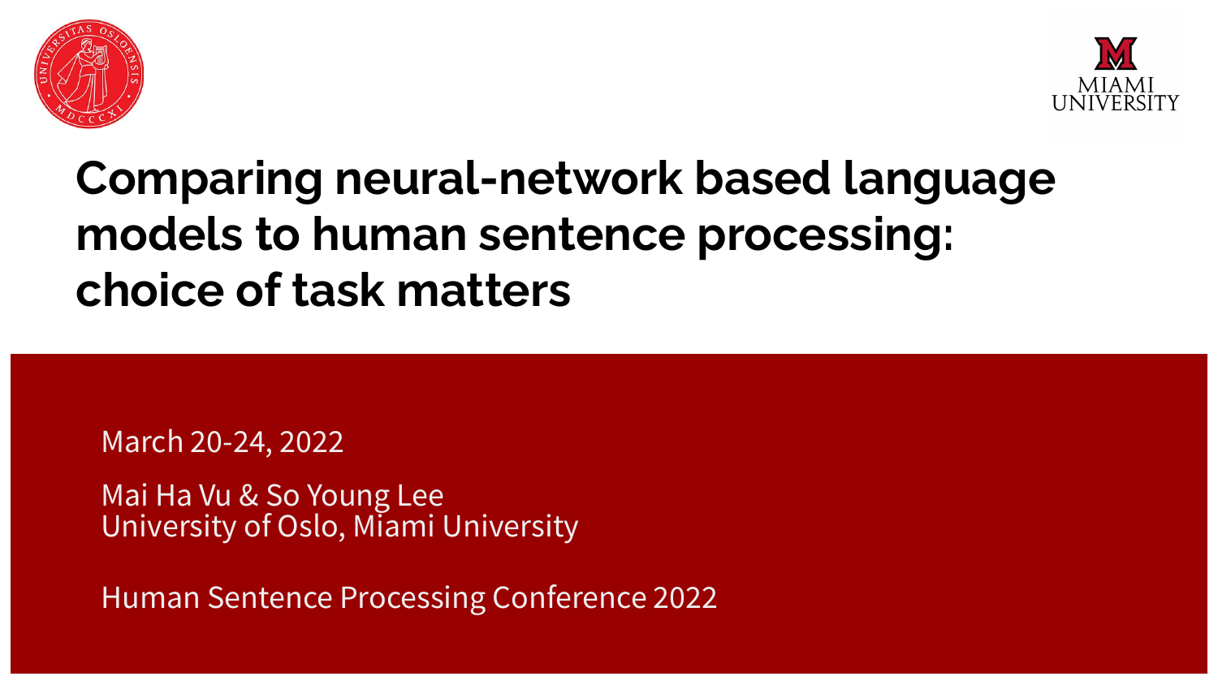# Comparing neural-network based language models to human sentence processing: choice of task matters

March 20-24, 2022

Mai Ha Vu & So Young Lee
University of Oslo, Miami University

Human Sentence Processing Conference 2022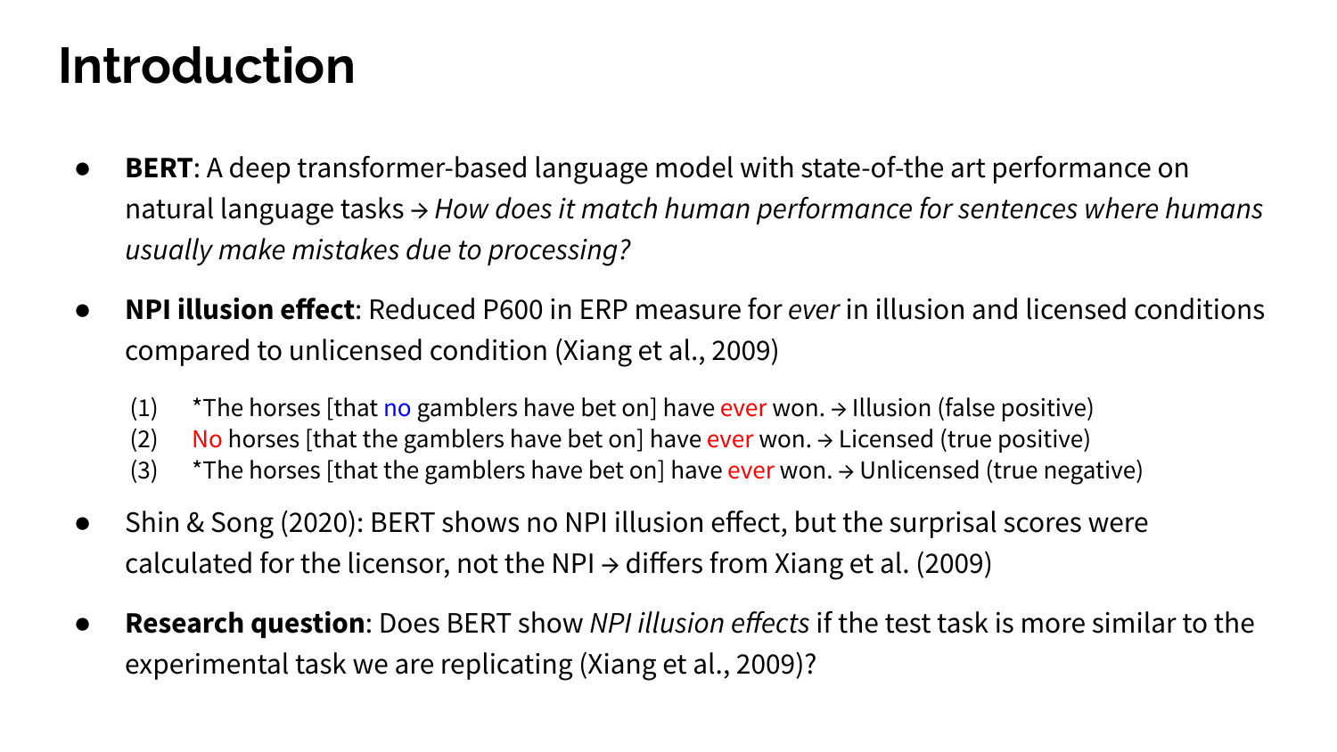# Introduction

- **BERT**: A deep transformer-based language model with state-of-the art performance on natural language tasks → *How does it match human performance for sentences where humans usually make mistakes due to processing?*
- **NPI illusion effect**: Reduced P600 in ERP measure for *ever* in illusion and licensed conditions compared to unlicensed condition (Xiang et al., 2009)

  (1) *The horses [that no gamblers have bet on] have ever won. → Illusion (false positive)
  (2) No horses [that the gamblers have bet on] have ever won. → Licensed (true positive)
  (3) *The horses [that the gamblers have bet on] have ever won. → Unlicensed (true negative)

- Shin & Song (2020): BERT shows no NPI illusion effect, but the surprisal scores were calculated for the licensor, not the NPI → differs from Xiang et al. (2009)
- **Research question**: Does BERT show *NPI illusion effects* if the test task is more similar to the experimental task we are replicating (Xiang et al., 2009)?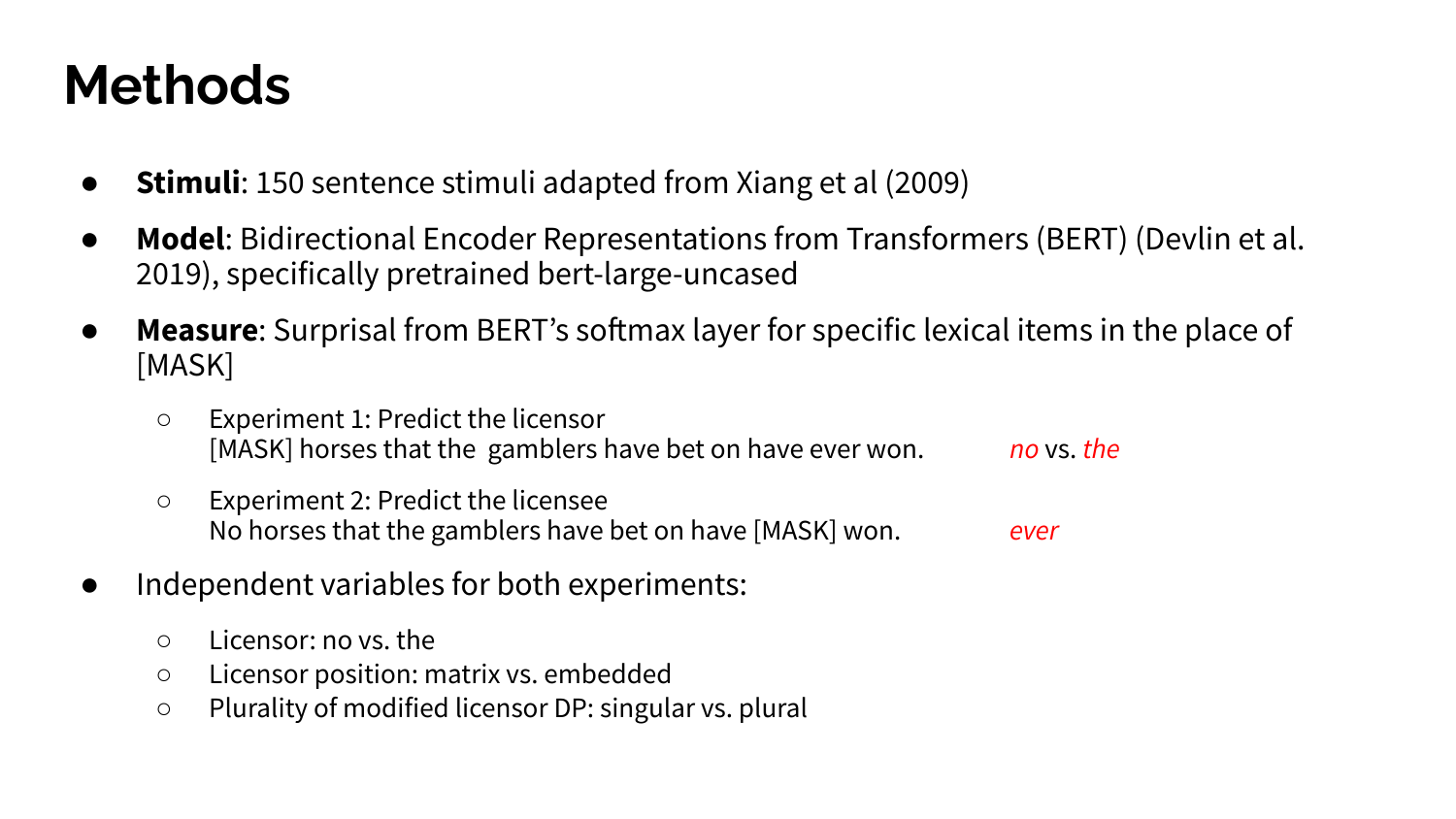# Methods

- **Stimuli**: 150 sentence stimuli adapted from Xiang et al (2009)
- **Model**: Bidirectional Encoder Representations from Transformers (BERT) (Devlin et al. 2019), specifically pretrained bert-large-uncased
- **Measure**: Surprisal from BERT's softmax layer for specific lexical items in the place of [MASK]
  - Experiment 1: Predict the licensor
    [MASK] horses that the gamblers have bet on have ever won. *no* vs. *the*
  - Experiment 2: Predict the licensee
    No horses that the gamblers have bet on have [MASK] won. *ever*
- Independent variables for both experiments:
  - Licensor: no vs. the
  - Licensor position: matrix vs. embedded
  - Plurality of modified licensor DP: singular vs. plural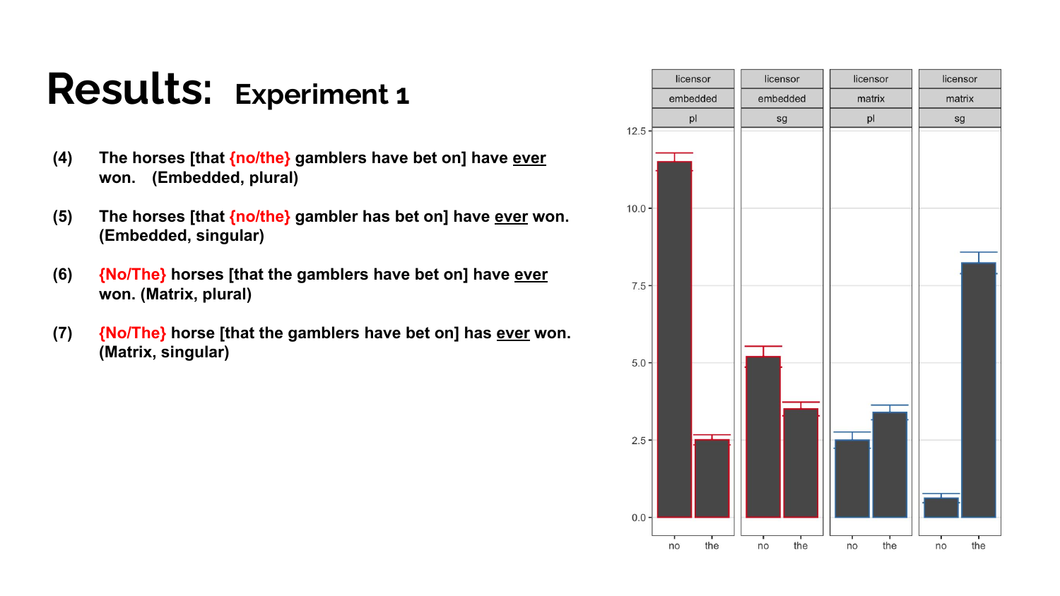# Results: Experiment 1

(4) The horses [that **{no/the}** gamblers have bet on] have ever won. (Embedded, plural)

(5) The horses [that **{no/the}** gambler has bet on] have ever won. (Embedded, singular)

(6) **{No/The}** horses [that the gamblers have bet on] have ever won. (Matrix, plural)

(7) **{No/The}** horse [that the gamblers have bet on] has ever won. (Matrix, singular)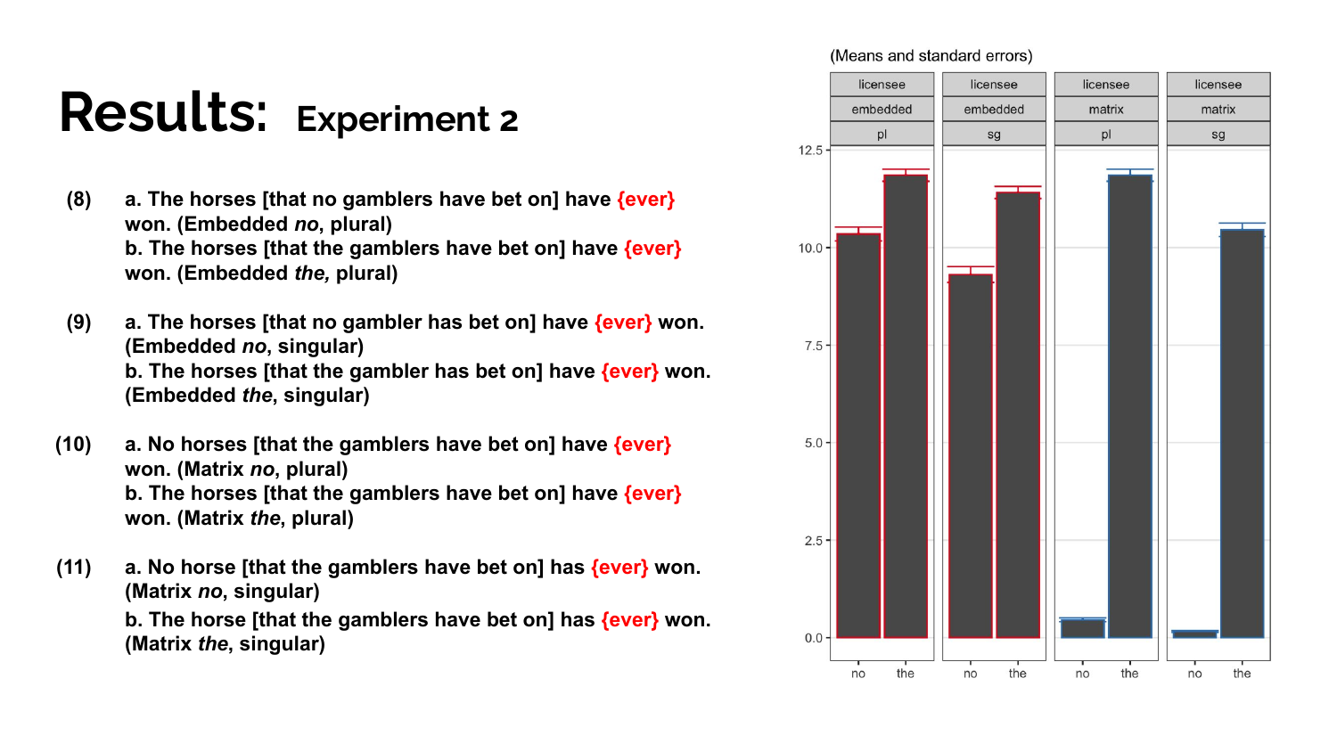# Results: Experiment 2

(8) a. The horses [that no gamblers have bet on] have **{ever}** won. (Embedded *no*, plural)
b. The horses [that the gamblers have bet on] have **{ever}** won. (Embedded *the,* plural)

(9) a. The horses [that no gambler has bet on] have **{ever}** won. (Embedded *no*, singular)
b. The horses [that the gambler has bet on] have **{ever}** won. (Embedded *the*, singular)

(10) a. No horses [that the gamblers have bet on] have **{ever}** won. (Matrix *no*, plural)
b. The horses [that the gamblers have bet on] have **{ever}** won. (Matrix *the*, plural)

(11) a. No horse [that the gamblers have bet on] has **{ever}** won. (Matrix *no*, singular)
b. The horse [that the gamblers have bet on] has **{ever}** won. (Matrix *the*, singular)

(Means and standard errors)

| licensee | embedded | embedded | matrix | matrix |
|---|---|---|---|---|
| number | pl | sg | pl | sg |
| no | ~10.4 | ~9.3 | ~0.5 | ~0.2 |
| the | ~11.9 | ~11.4 | ~11.9 | ~10.5 |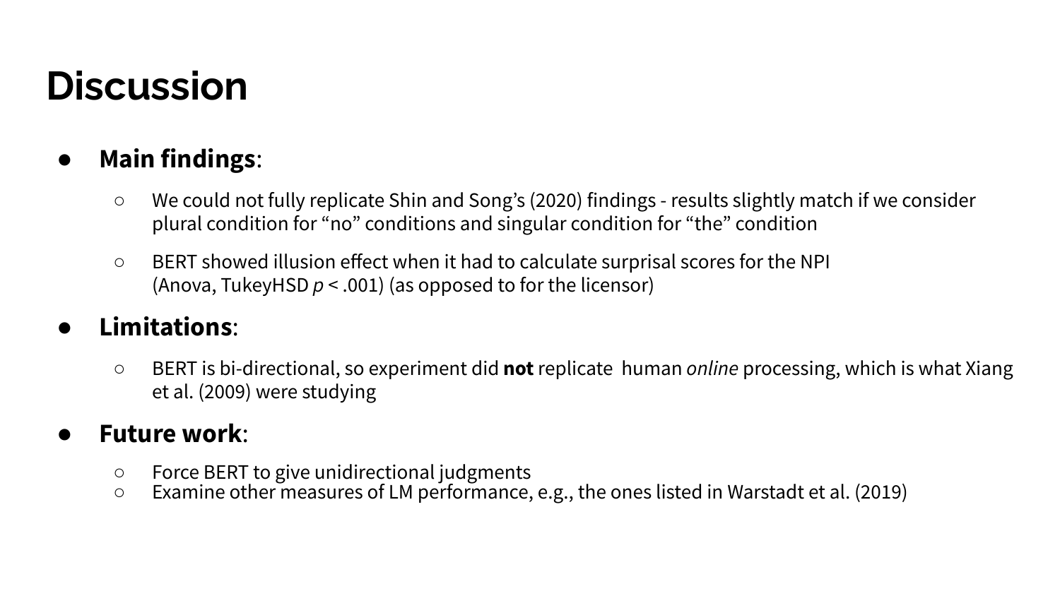# Discussion

- **Main findings**:
  - We could not fully replicate Shin and Song's (2020) findings - results slightly match if we consider plural condition for "no" conditions and singular condition for "the" condition
  - BERT showed illusion effect when it had to calculate surprisal scores for the NPI (Anova, TukeyHSD $p < .001$) (as opposed to for the licensor)
- **Limitations**:
  - BERT is bi-directional, so experiment did **not** replicate human *online* processing, which is what Xiang et al. (2009) were studying
- **Future work**:
  - Force BERT to give unidirectional judgments
  - Examine other measures of LM performance, e.g., the ones listed in Warstadt et al. (2019)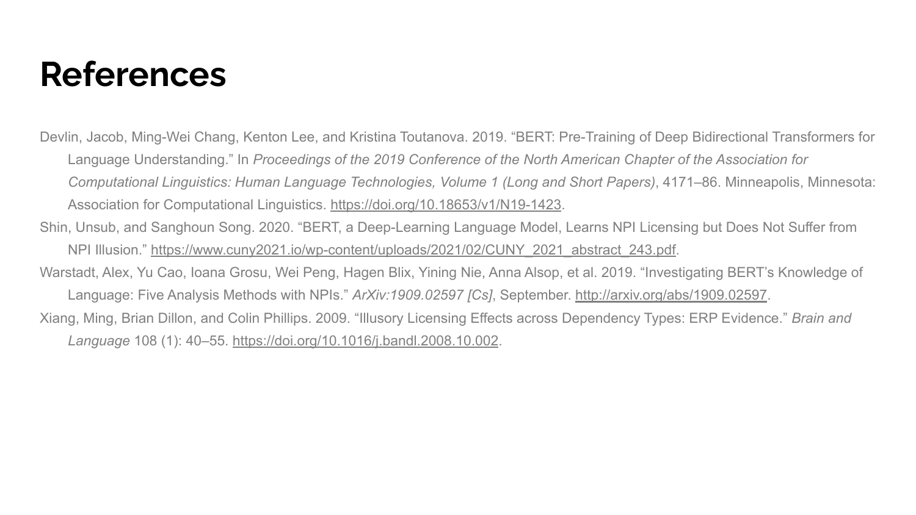# References

Devlin, Jacob, Ming-Wei Chang, Kenton Lee, and Kristina Toutanova. 2019. "BERT: Pre-Training of Deep Bidirectional Transformers for Language Understanding." In *Proceedings of the 2019 Conference of the North American Chapter of the Association for Computational Linguistics: Human Language Technologies, Volume 1 (Long and Short Papers)*, 4171–86. Minneapolis, Minnesota: Association for Computational Linguistics. https://doi.org/10.18653/v1/N19-1423.

Shin, Unsub, and Sanghoun Song. 2020. "BERT, a Deep-Learning Language Model, Learns NPI Licensing but Does Not Suffer from NPI Illusion." https://www.cuny2021.io/wp-content/uploads/2021/02/CUNY_2021_abstract_243.pdf.

Warstadt, Alex, Yu Cao, Ioana Grosu, Wei Peng, Hagen Blix, Yining Nie, Anna Alsop, et al. 2019. "Investigating BERT's Knowledge of Language: Five Analysis Methods with NPIs." *ArXiv:1909.02597 [Cs]*, September. http://arxiv.org/abs/1909.02597.

Xiang, Ming, Brian Dillon, and Colin Phillips. 2009. "Illusory Licensing Effects across Dependency Types: ERP Evidence." *Brain and Language* 108 (1): 40–55. https://doi.org/10.1016/j.bandl.2008.10.002.